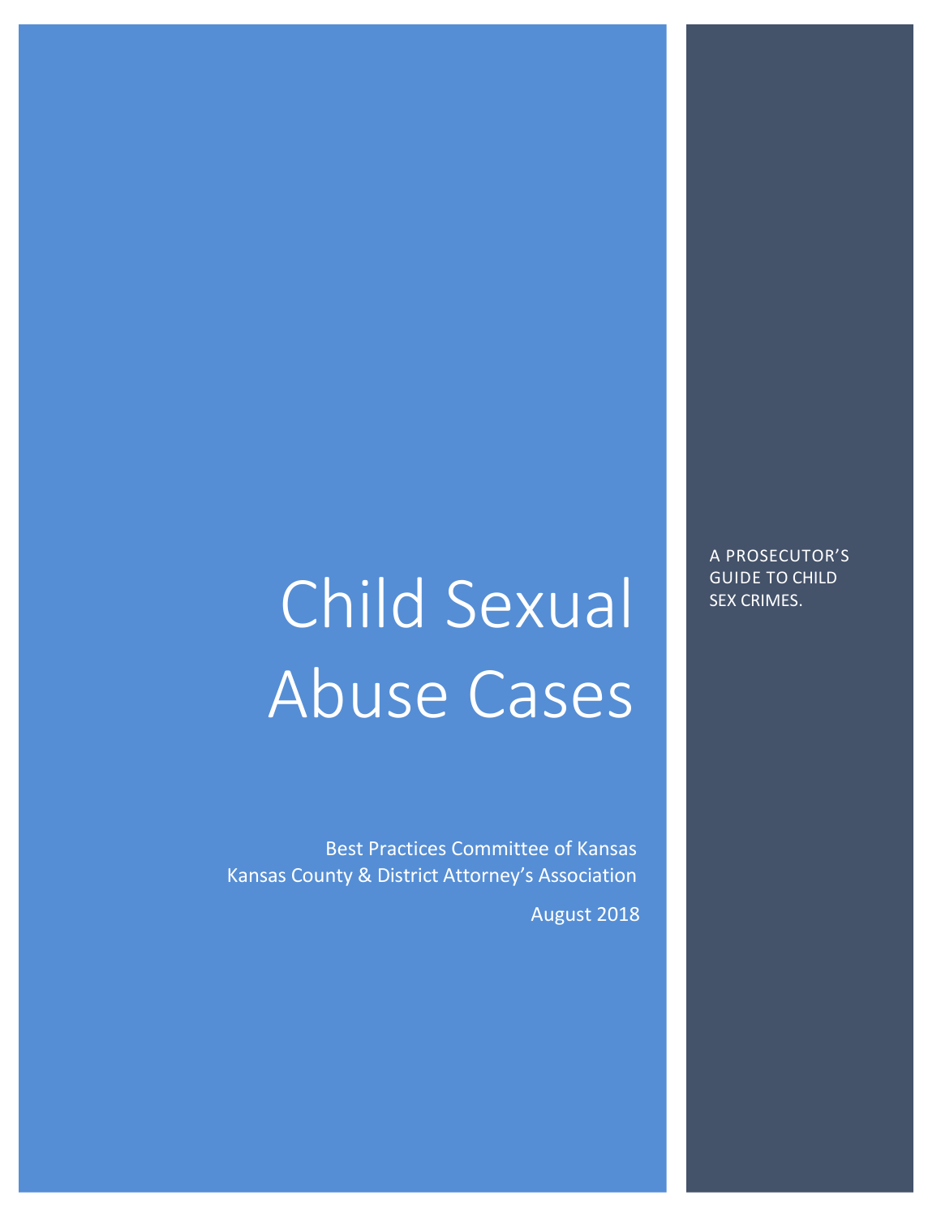# Child Sexual Abuse Cases

A PROSECUTOR'S GUIDE TO CHILD SEX CRIMES.

Best Practices Committee of Kansas
Kansas County & District Attorney's Association

August 2018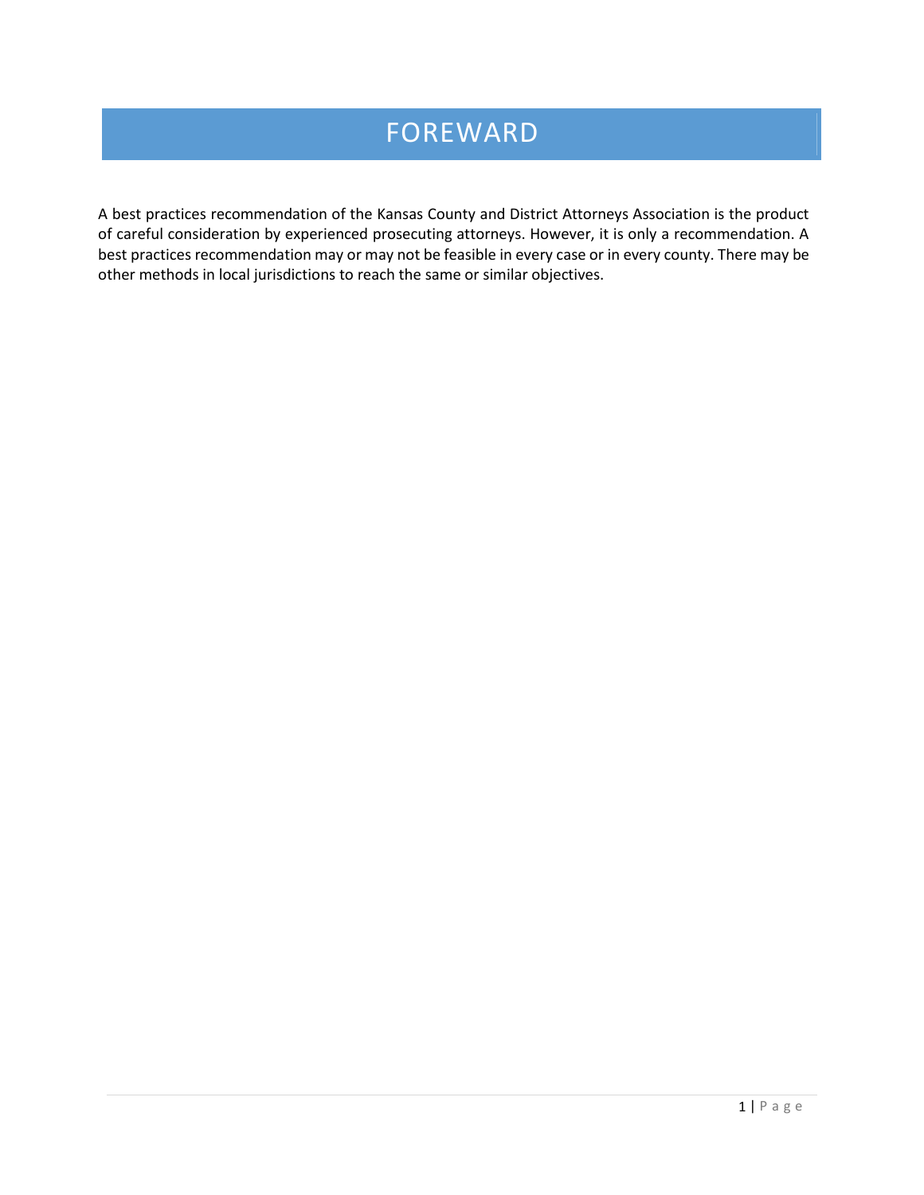# FOREWARD

A best practices recommendation of the Kansas County and District Attorneys Association is the product of careful consideration by experienced prosecuting attorneys. However, it is only a recommendation. A best practices recommendation may or may not be feasible in every case or in every county. There may be other methods in local jurisdictions to reach the same or similar objectives.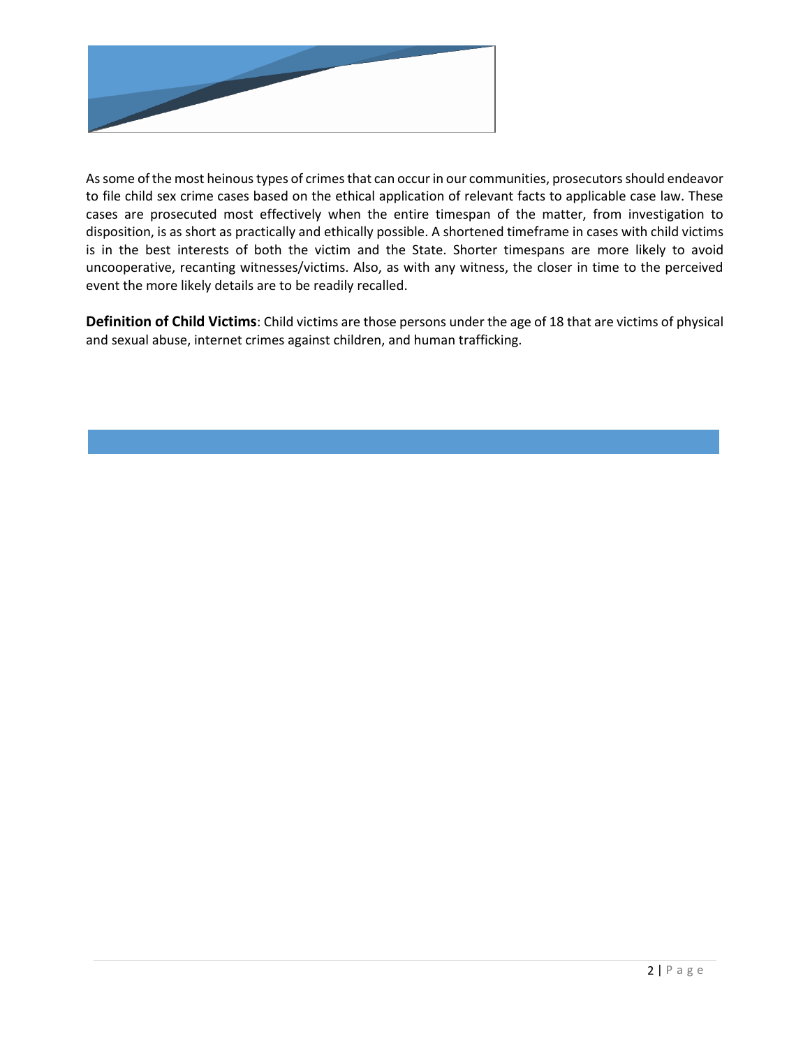As some of the most heinous types of crimes that can occur in our communities, prosecutors should endeavor to file child sex crime cases based on the ethical application of relevant facts to applicable case law. These cases are prosecuted most effectively when the entire timespan of the matter, from investigation to disposition, is as short as practically and ethically possible. A shortened timeframe in cases with child victims is in the best interests of both the victim and the State. Shorter timespans are more likely to avoid uncooperative, recanting witnesses/victims. Also, as with any witness, the closer in time to the perceived event the more likely details are to be readily recalled.

**Definition of Child Victims**: Child victims are those persons under the age of 18 that are victims of physical and sexual abuse, internet crimes against children, and human trafficking.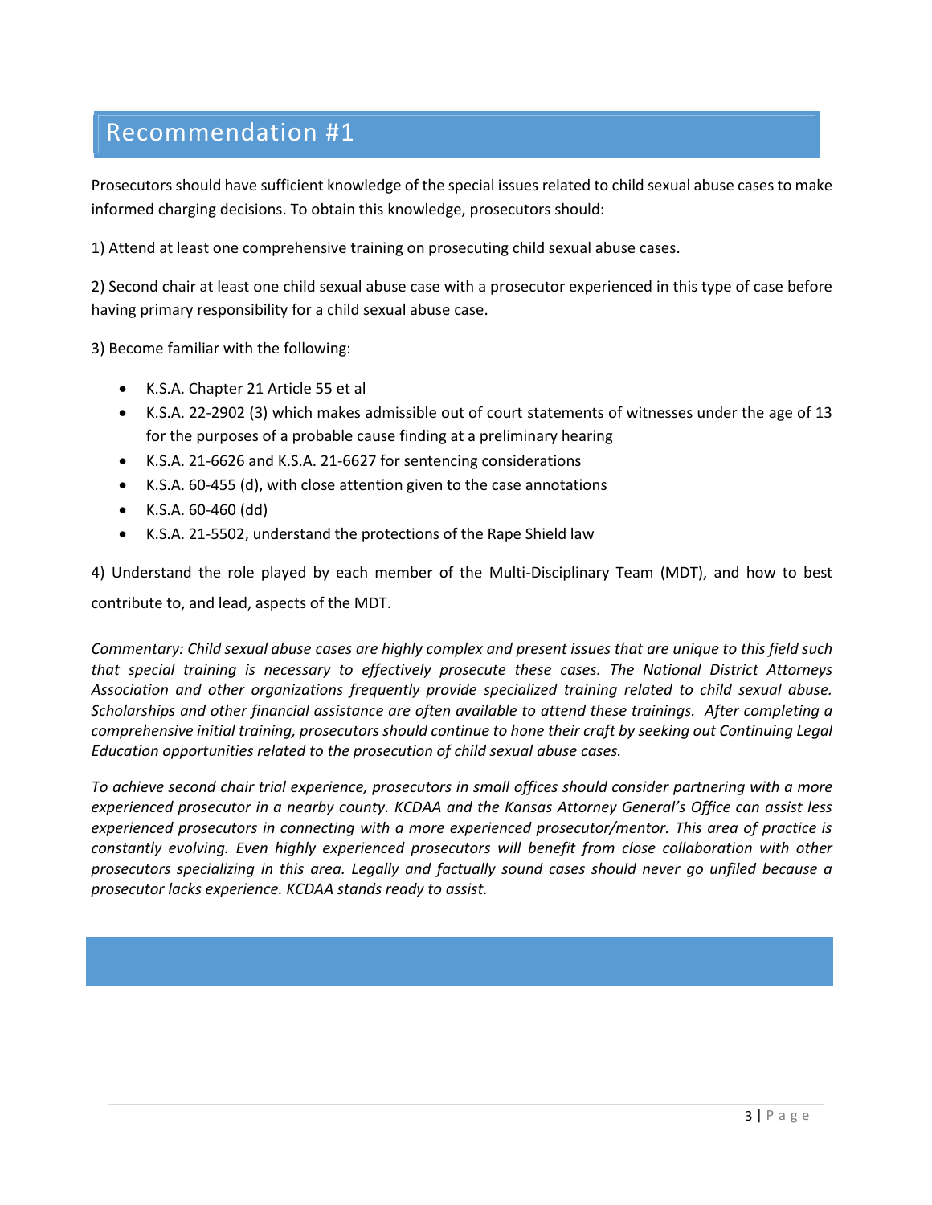## Recommendation #1

Prosecutors should have sufficient knowledge of the special issues related to child sexual abuse cases to make informed charging decisions. To obtain this knowledge, prosecutors should:

1) Attend at least one comprehensive training on prosecuting child sexual abuse cases.

2) Second chair at least one child sexual abuse case with a prosecutor experienced in this type of case before having primary responsibility for a child sexual abuse case.

3) Become familiar with the following:

- K.S.A. Chapter 21 Article 55 et al
- K.S.A. 22-2902 (3) which makes admissible out of court statements of witnesses under the age of 13 for the purposes of a probable cause finding at a preliminary hearing
- K.S.A. 21-6626 and K.S.A. 21-6627 for sentencing considerations
- K.S.A. 60-455 (d), with close attention given to the case annotations
- K.S.A. 60-460 (dd)
- K.S.A. 21-5502, understand the protections of the Rape Shield law

4) Understand the role played by each member of the Multi-Disciplinary Team (MDT), and how to best contribute to, and lead, aspects of the MDT.

*Commentary: Child sexual abuse cases are highly complex and present issues that are unique to this field such that special training is necessary to effectively prosecute these cases. The National District Attorneys Association and other organizations frequently provide specialized training related to child sexual abuse. Scholarships and other financial assistance are often available to attend these trainings. After completing a comprehensive initial training, prosecutors should continue to hone their craft by seeking out Continuing Legal Education opportunities related to the prosecution of child sexual abuse cases.*

*To achieve second chair trial experience, prosecutors in small offices should consider partnering with a more experienced prosecutor in a nearby county. KCDAA and the Kansas Attorney General's Office can assist less experienced prosecutors in connecting with a more experienced prosecutor/mentor. This area of practice is constantly evolving. Even highly experienced prosecutors will benefit from close collaboration with other prosecutors specializing in this area. Legally and factually sound cases should never go unfiled because a prosecutor lacks experience. KCDAA stands ready to assist.*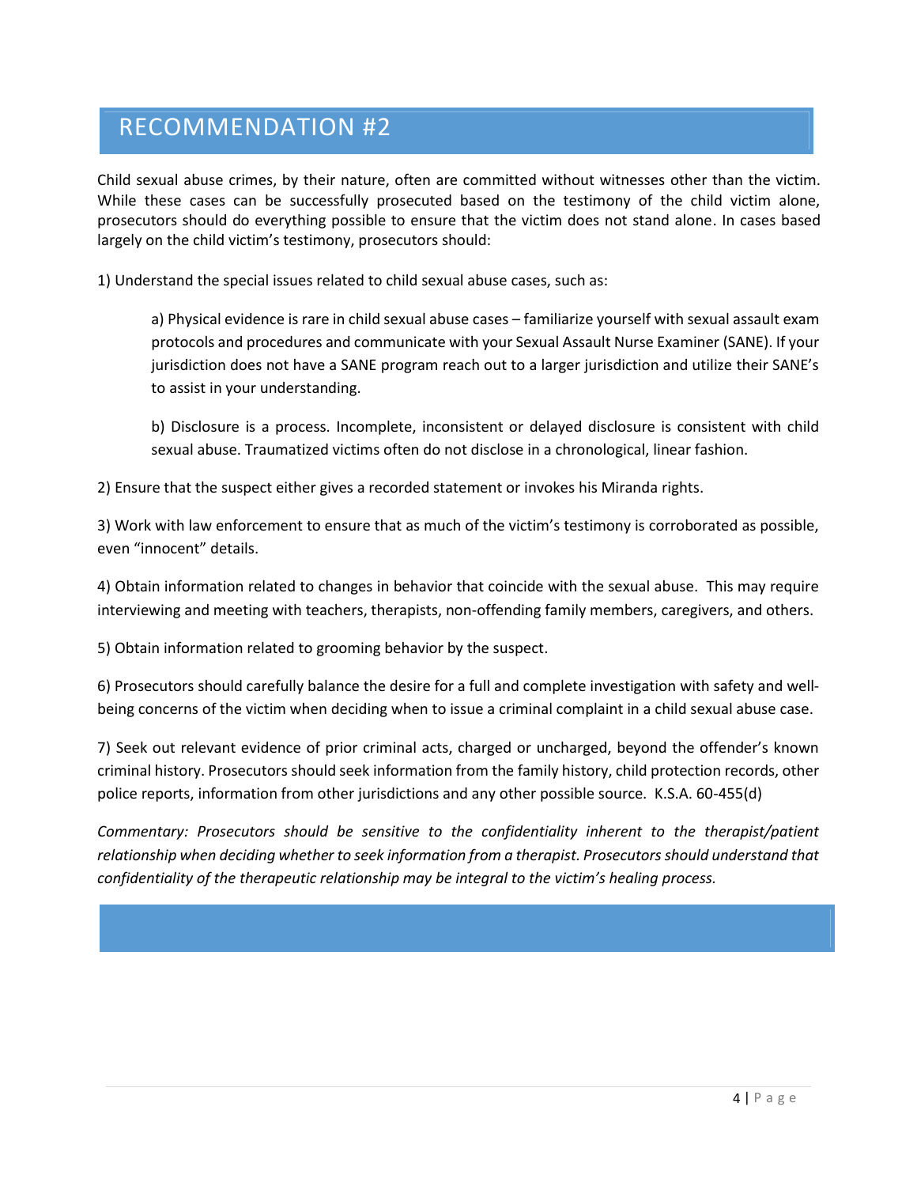# RECOMMENDATION #2

Child sexual abuse crimes, by their nature, often are committed without witnesses other than the victim. While these cases can be successfully prosecuted based on the testimony of the child victim alone, prosecutors should do everything possible to ensure that the victim does not stand alone. In cases based largely on the child victim's testimony, prosecutors should:

1) Understand the special issues related to child sexual abuse cases, such as:

   a) Physical evidence is rare in child sexual abuse cases – familiarize yourself with sexual assault exam protocols and procedures and communicate with your Sexual Assault Nurse Examiner (SANE). If your jurisdiction does not have a SANE program reach out to a larger jurisdiction and utilize their SANE's to assist in your understanding.

   b) Disclosure is a process. Incomplete, inconsistent or delayed disclosure is consistent with child sexual abuse. Traumatized victims often do not disclose in a chronological, linear fashion.

2) Ensure that the suspect either gives a recorded statement or invokes his Miranda rights.

3) Work with law enforcement to ensure that as much of the victim's testimony is corroborated as possible, even "innocent" details.

4) Obtain information related to changes in behavior that coincide with the sexual abuse. This may require interviewing and meeting with teachers, therapists, non-offending family members, caregivers, and others.

5) Obtain information related to grooming behavior by the suspect.

6) Prosecutors should carefully balance the desire for a full and complete investigation with safety and well-being concerns of the victim when deciding when to issue a criminal complaint in a child sexual abuse case.

7) Seek out relevant evidence of prior criminal acts, charged or uncharged, beyond the offender's known criminal history. Prosecutors should seek information from the family history, child protection records, other police reports, information from other jurisdictions and any other possible source. K.S.A. 60-455(d)

*Commentary: Prosecutors should be sensitive to the confidentiality inherent to the therapist/patient relationship when deciding whether to seek information from a therapist. Prosecutors should understand that confidentiality of the therapeutic relationship may be integral to the victim's healing process.*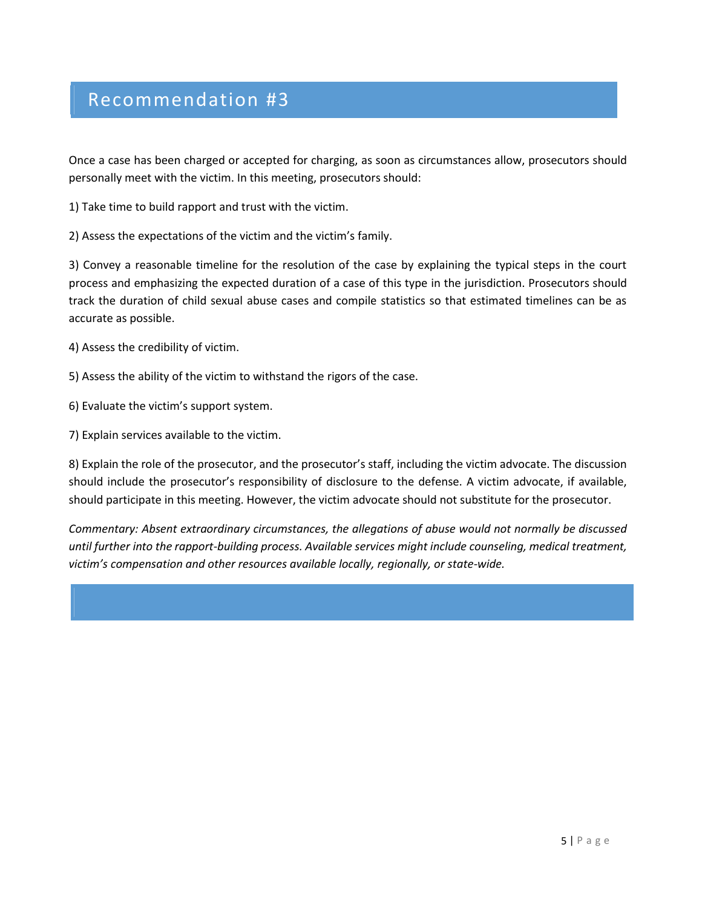## Recommendation #3

Once a case has been charged or accepted for charging, as soon as circumstances allow, prosecutors should personally meet with the victim. In this meeting, prosecutors should:

1) Take time to build rapport and trust with the victim.

2) Assess the expectations of the victim and the victim's family.

3) Convey a reasonable timeline for the resolution of the case by explaining the typical steps in the court process and emphasizing the expected duration of a case of this type in the jurisdiction. Prosecutors should track the duration of child sexual abuse cases and compile statistics so that estimated timelines can be as accurate as possible.

4) Assess the credibility of victim.

5) Assess the ability of the victim to withstand the rigors of the case.

6) Evaluate the victim's support system.

7) Explain services available to the victim.

8) Explain the role of the prosecutor, and the prosecutor's staff, including the victim advocate. The discussion should include the prosecutor's responsibility of disclosure to the defense. A victim advocate, if available, should participate in this meeting. However, the victim advocate should not substitute for the prosecutor.

*Commentary: Absent extraordinary circumstances, the allegations of abuse would not normally be discussed until further into the rapport-building process. Available services might include counseling, medical treatment, victim's compensation and other resources available locally, regionally, or state-wide.*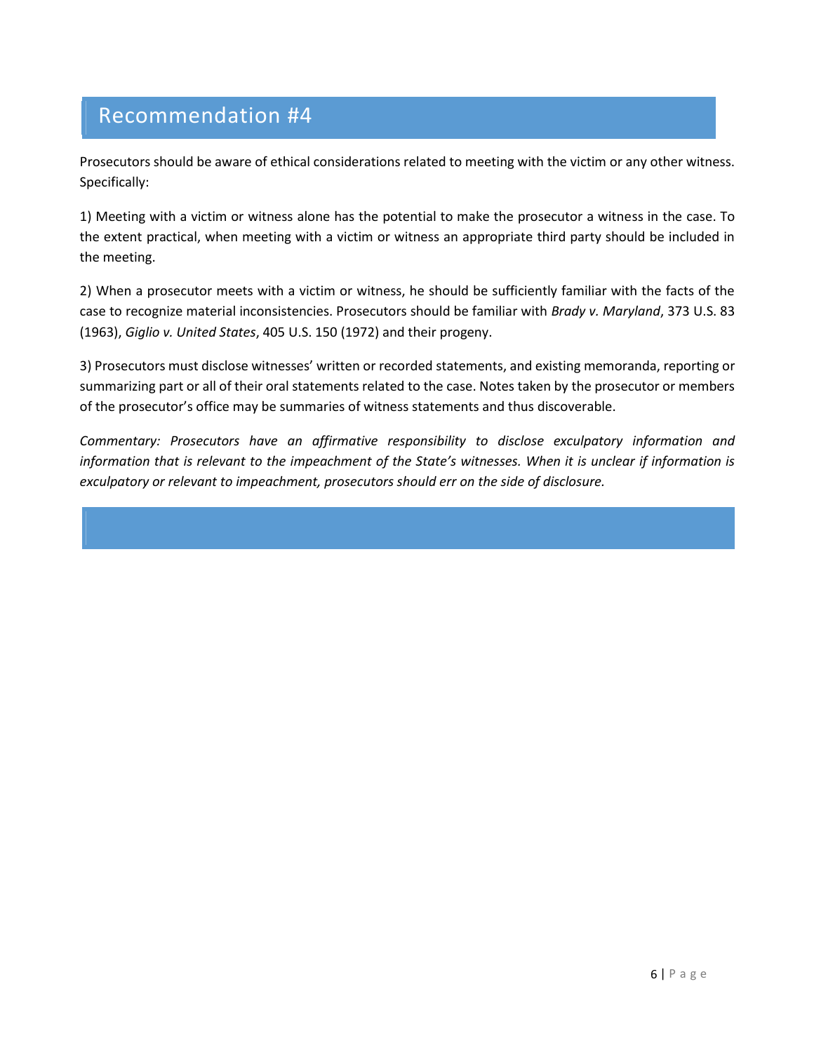## Recommendation #4

Prosecutors should be aware of ethical considerations related to meeting with the victim or any other witness. Specifically:

1) Meeting with a victim or witness alone has the potential to make the prosecutor a witness in the case. To the extent practical, when meeting with a victim or witness an appropriate third party should be included in the meeting.

2) When a prosecutor meets with a victim or witness, he should be sufficiently familiar with the facts of the case to recognize material inconsistencies. Prosecutors should be familiar with *Brady v. Maryland*, 373 U.S. 83 (1963), *Giglio v. United States*, 405 U.S. 150 (1972) and their progeny.

3) Prosecutors must disclose witnesses' written or recorded statements, and existing memoranda, reporting or summarizing part or all of their oral statements related to the case. Notes taken by the prosecutor or members of the prosecutor's office may be summaries of witness statements and thus discoverable.

*Commentary: Prosecutors have an affirmative responsibility to disclose exculpatory information and information that is relevant to the impeachment of the State's witnesses. When it is unclear if information is exculpatory or relevant to impeachment, prosecutors should err on the side of disclosure.*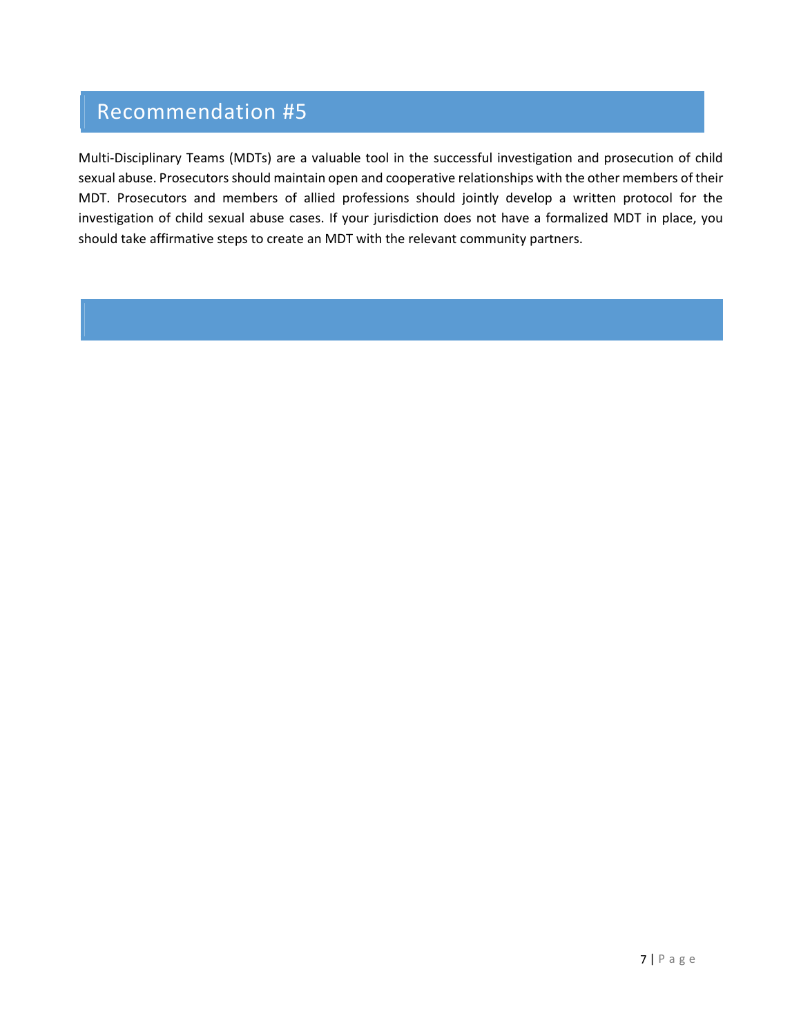## Recommendation #5

Multi-Disciplinary Teams (MDTs) are a valuable tool in the successful investigation and prosecution of child sexual abuse. Prosecutors should maintain open and cooperative relationships with the other members of their MDT. Prosecutors and members of allied professions should jointly develop a written protocol for the investigation of child sexual abuse cases. If your jurisdiction does not have a formalized MDT in place, you should take affirmative steps to create an MDT with the relevant community partners.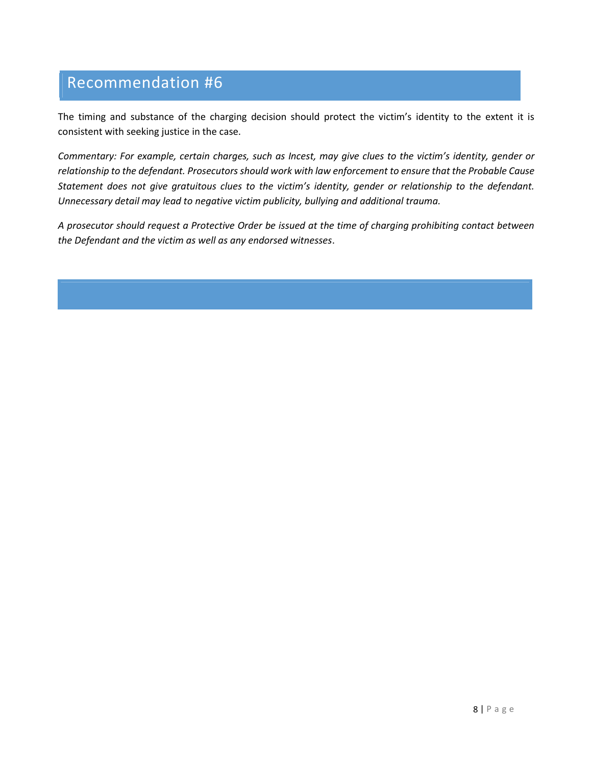## Recommendation #6

The timing and substance of the charging decision should protect the victim's identity to the extent it is consistent with seeking justice in the case.

*Commentary: For example, certain charges, such as Incest, may give clues to the victim's identity, gender or relationship to the defendant. Prosecutors should work with law enforcement to ensure that the Probable Cause Statement does not give gratuitous clues to the victim's identity, gender or relationship to the defendant. Unnecessary detail may lead to negative victim publicity, bullying and additional trauma.*

*A prosecutor should request a Protective Order be issued at the time of charging prohibiting contact between the Defendant and the victim as well as any endorsed witnesses*.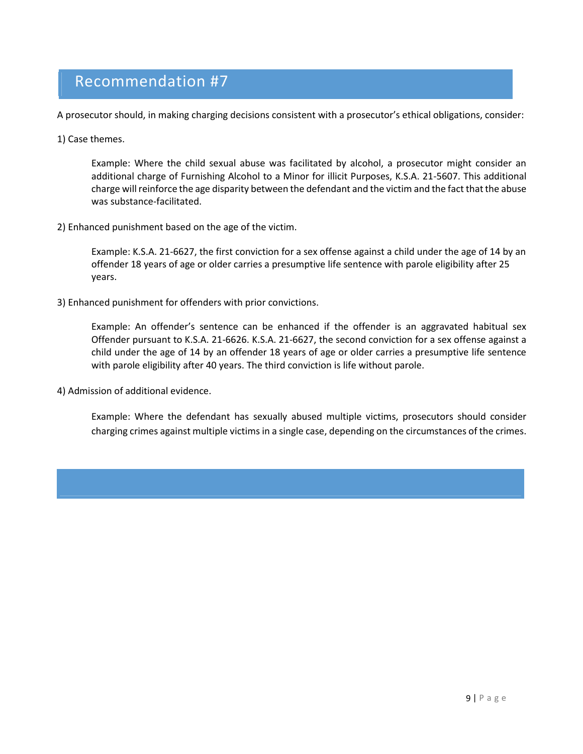## Recommendation #7

A prosecutor should, in making charging decisions consistent with a prosecutor's ethical obligations, consider:

1) Case themes.

> Example: Where the child sexual abuse was facilitated by alcohol, a prosecutor might consider an additional charge of Furnishing Alcohol to a Minor for illicit Purposes, K.S.A. 21-5607. This additional charge will reinforce the age disparity between the defendant and the victim and the fact that the abuse was substance-facilitated.

2) Enhanced punishment based on the age of the victim.

> Example: K.S.A. 21-6627, the first conviction for a sex offense against a child under the age of 14 by an offender 18 years of age or older carries a presumptive life sentence with parole eligibility after 25 years.

3) Enhanced punishment for offenders with prior convictions.

> Example: An offender's sentence can be enhanced if the offender is an aggravated habitual sex Offender pursuant to K.S.A. 21-6626. K.S.A. 21-6627, the second conviction for a sex offense against a child under the age of 14 by an offender 18 years of age or older carries a presumptive life sentence with parole eligibility after 40 years. The third conviction is life without parole.

4) Admission of additional evidence.

> Example: Where the defendant has sexually abused multiple victims, prosecutors should consider charging crimes against multiple victims in a single case, depending on the circumstances of the crimes.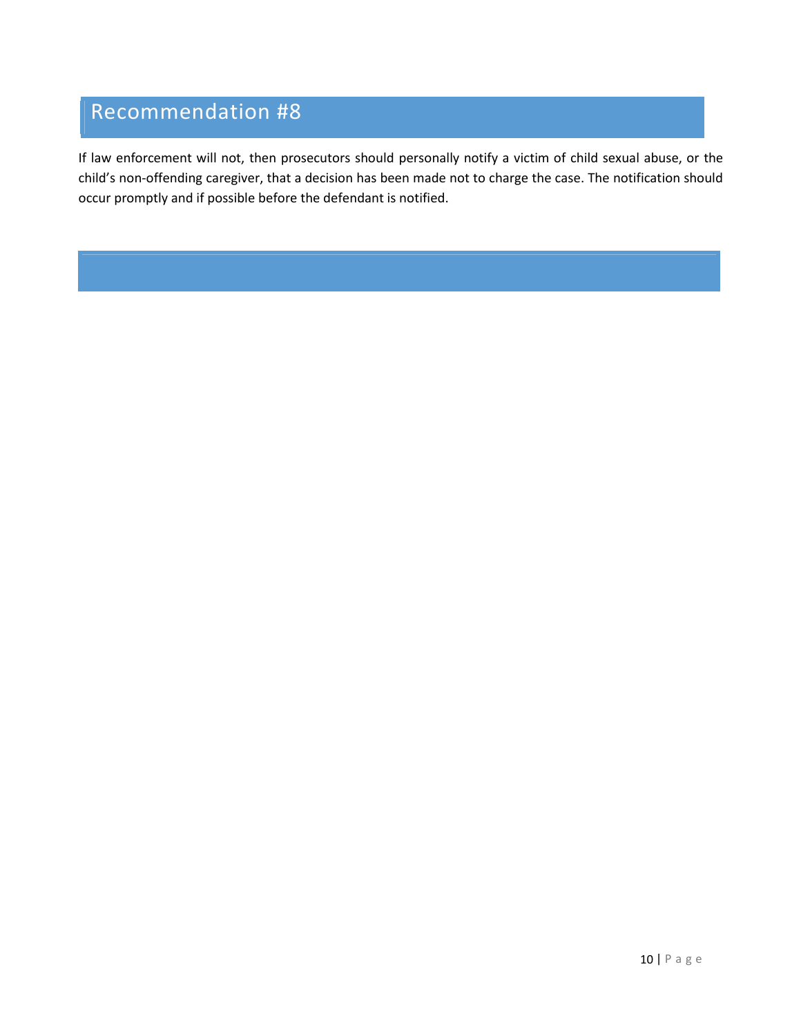## Recommendation #8

If law enforcement will not, then prosecutors should personally notify a victim of child sexual abuse, or the child's non-offending caregiver, that a decision has been made not to charge the case. The notification should occur promptly and if possible before the defendant is notified.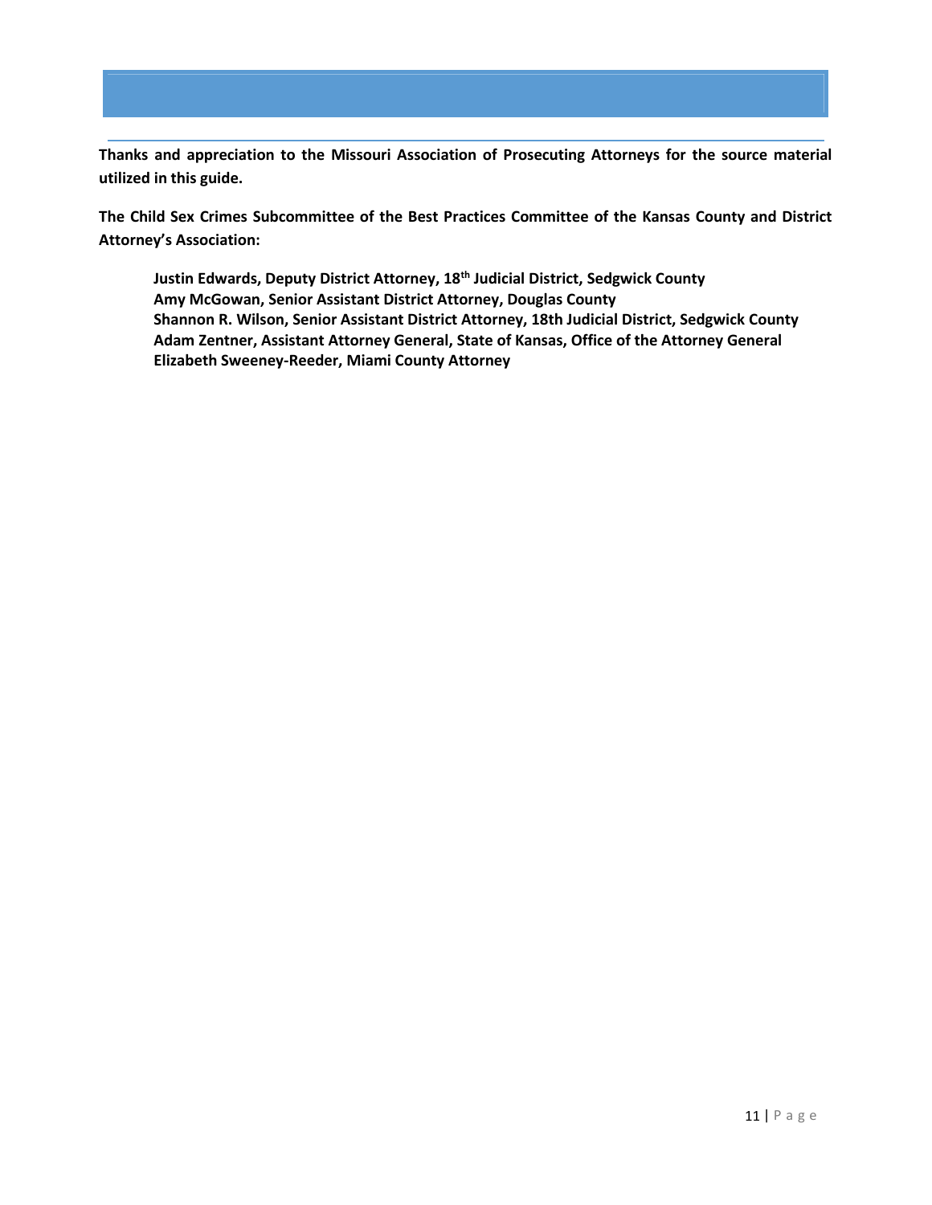**Thanks and appreciation to the Missouri Association of Prosecuting Attorneys for the source material utilized in this guide.**

**The Child Sex Crimes Subcommittee of the Best Practices Committee of the Kansas County and District Attorney's Association:**

**Justin Edwards, Deputy District Attorney, 18th Judicial District, Sedgwick County**
**Amy McGowan, Senior Assistant District Attorney, Douglas County**
**Shannon R. Wilson, Senior Assistant District Attorney, 18th Judicial District, Sedgwick County**
**Adam Zentner, Assistant Attorney General, State of Kansas, Office of the Attorney General**
**Elizabeth Sweeney-Reeder, Miami County Attorney**